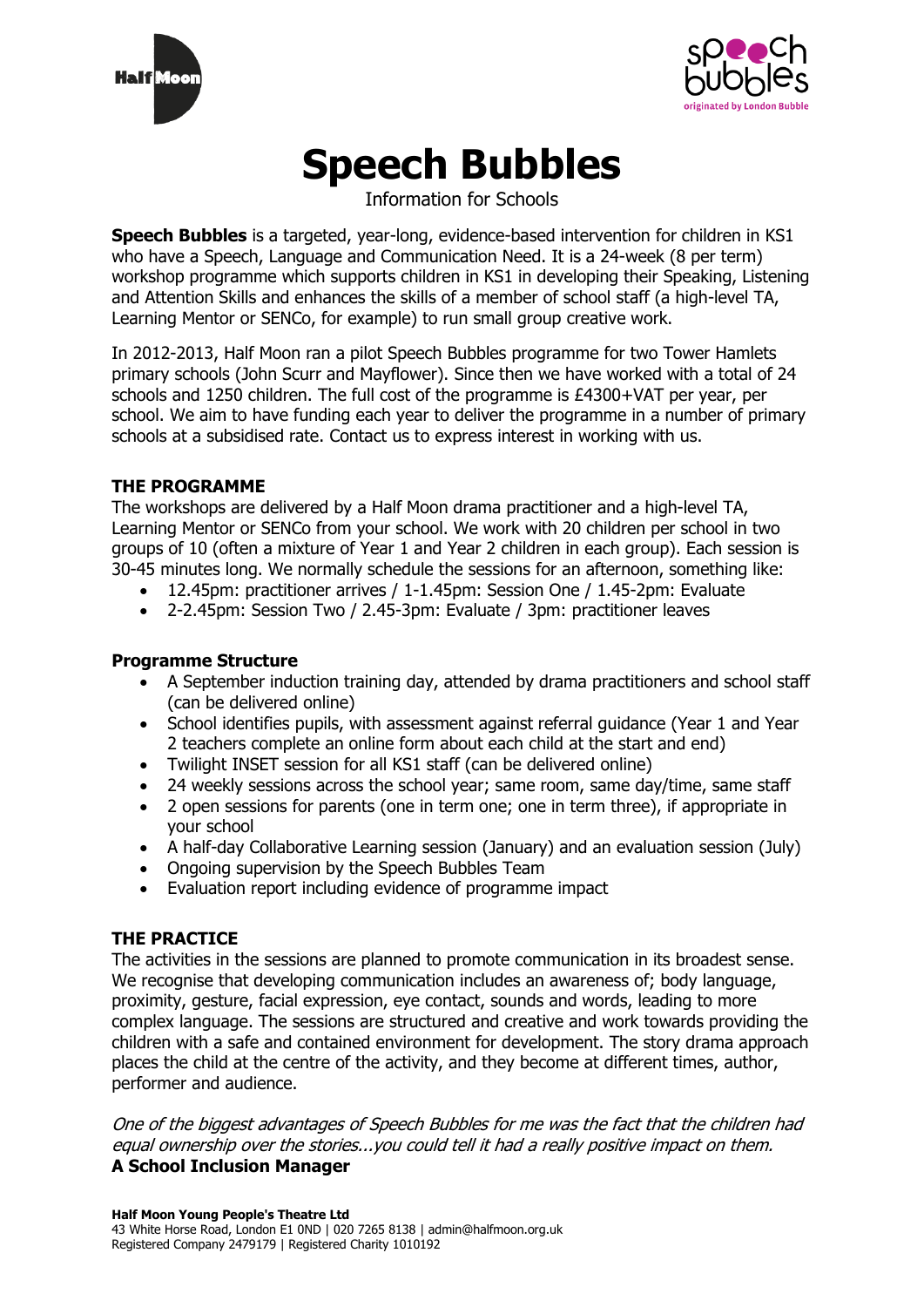# Speech Bubbles

Information for Schools

**Speech Bubbles** is a targeted, year-long, evidence-based intervention for children in KS1 who have a Speech, Language and Communication Need. It is a 24-week (8 per term) workshop programme which supports children in KS1 in developing their Speaking, Listening and Attention Skills and enhances the skills of a member of school staff (a high-level TA, Learning Mentor or SENCo, for example) to run small group creative work.

In 2012-2013, Half Moon ran a pilot Speech Bubbles programme for two Tower Hamlets primary schools (John Scurr and Mayflower). Since then we have worked with a total of 24 schools and 1250 children. The full cost of the programme is £4300+VAT per year, per school. We aim to have funding each year to deliver the programme in a number of primary schools at a subsidised rate. Contact us to express interest in working with us.

## THE PROGRAMME

The workshops are delivered by a Half Moon drama practitioner and a high-level TA, Learning Mentor or SENCo from your school. We work with 20 children per school in two groups of 10 (often a mixture of Year 1 and Year 2 children in each group). Each session is 30-45 minutes long. We normally schedule the sessions for an afternoon, something like:

- 12.45pm: practitioner arrives / 1-1.45pm: Session One / 1.45-2pm: Evaluate
- 2-2.45pm: Session Two / 2.45-3pm: Evaluate / 3pm: practitioner leaves

### Programme Structure

- A September induction training day, attended by drama practitioners and school staff (can be delivered online)
- School identifies pupils, with assessment against referral guidance (Year 1 and Year 2 teachers complete an online form about each child at the start and end)
- Twilight INSET session for all KS1 staff (can be delivered online)
- 24 weekly sessions across the school year; same room, same day/time, same staff
- 2 open sessions for parents (one in term one; one in term three), if appropriate in your school
- A half-day Collaborative Learning session (January) and an evaluation session (July)
- Ongoing supervision by the Speech Bubbles Team
- Evaluation report including evidence of programme impact

## THE PRACTICE

The activities in the sessions are planned to promote communication in its broadest sense. We recognise that developing communication includes an awareness of; body language, proximity, gesture, facial expression, eye contact, sounds and words, leading to more complex language. The sessions are structured and creative and work towards providing the children with a safe and contained environment for development. The story drama approach places the child at the centre of the activity, and they become at different times, author, performer and audience.

*One of the biggest advantages of Speech Bubbles for me was the fact that the children had equal ownership over the stories...you could tell it had a really positive impact on them.*
**A School Inclusion Manager**

**Half Moon Young People's Theatre Ltd**
43 White Horse Road, London E1 0ND | 020 7265 8138 | admin@halfmoon.org.uk
Registered Company 2479179 | Registered Charity 1010192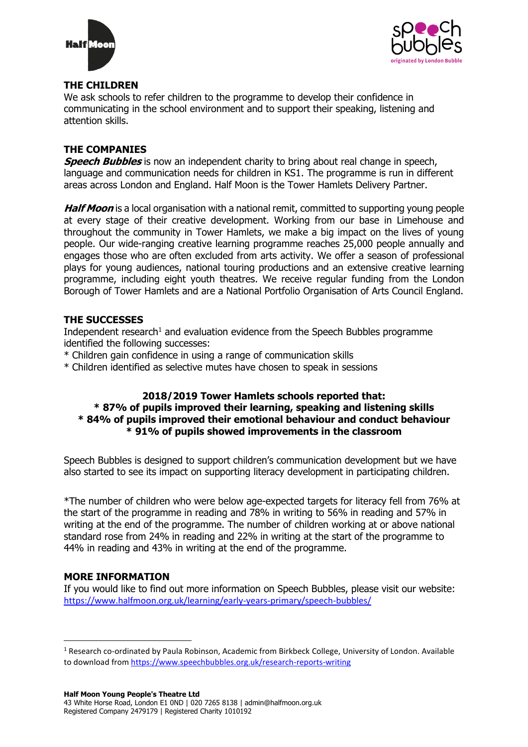## THE CHILDREN

We ask schools to refer children to the programme to develop their confidence in communicating in the school environment and to support their speaking, listening and attention skills.

## THE COMPANIES

***Speech Bubbles*** is now an independent charity to bring about real change in speech, language and communication needs for children in KS1. The programme is run in different areas across London and England. Half Moon is the Tower Hamlets Delivery Partner.

***Half Moon*** is a local organisation with a national remit, committed to supporting young people at every stage of their creative development. Working from our base in Limehouse and throughout the community in Tower Hamlets, we make a big impact on the lives of young people. Our wide-ranging creative learning programme reaches 25,000 people annually and engages those who are often excluded from arts activity. We offer a season of professional plays for young audiences, national touring productions and an extensive creative learning programme, including eight youth theatres. We receive regular funding from the London Borough of Tower Hamlets and are a National Portfolio Organisation of Arts Council England.

## THE SUCCESSES

Independent research[1] and evaluation evidence from the Speech Bubbles programme identified the following successes:

* Children gain confidence in using a range of communication skills
* Children identified as selective mutes have chosen to speak in sessions

**2018/2019 Tower Hamlets schools reported that:**
**\* 87% of pupils improved their learning, speaking and listening skills**
**\* 84% of pupils improved their emotional behaviour and conduct behaviour**
**\* 91% of pupils showed improvements in the classroom**

Speech Bubbles is designed to support children's communication development but we have also started to see its impact on supporting literacy development in participating children.

*The number of children who were below age-expected targets for literacy fell from 76% at the start of the programme in reading and 78% in writing to 56% in reading and 57% in writing at the end of the programme. The number of children working at or above national standard rose from 24% in reading and 22% in writing at the start of the programme to 44% in reading and 43% in writing at the end of the programme.

## MORE INFORMATION

If you would like to find out more information on Speech Bubbles, please visit our website: https://www.halfmoon.org.uk/learning/early-years-primary/speech-bubbles/

[1] Research co-ordinated by Paula Robinson, Academic from Birkbeck College, University of London. Available to download from https://www.speechbubbles.org.uk/research-reports-writing

**Half Moon Young People's Theatre Ltd**
43 White Horse Road, London E1 0ND | 020 7265 8138 | admin@halfmoon.org.uk
Registered Company 2479179 | Registered Charity 1010192